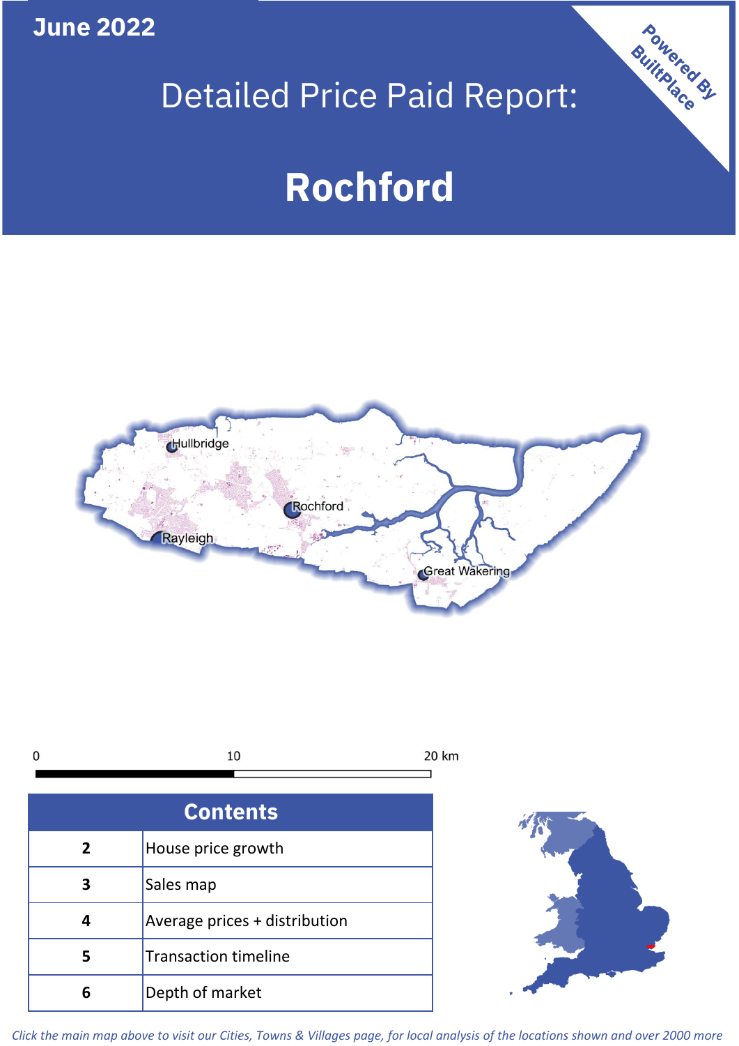June 2022

# Detailed Price Paid Report:

# Rochford

Powered By BuiltPlace

Hullbridge
Rochford
Rayleigh
Great Wakering

0
10
20 km

| Contents | |
|---|---|
| 2 | House price growth |
| 3 | Sales map |
| 4 | Average prices + distribution |
| 5 | Transaction timeline |
| 6 | Depth of market |

*Click the main map above to visit our Cities, Towns & Villages page, for local analysis of the locations shown and over 2000 more*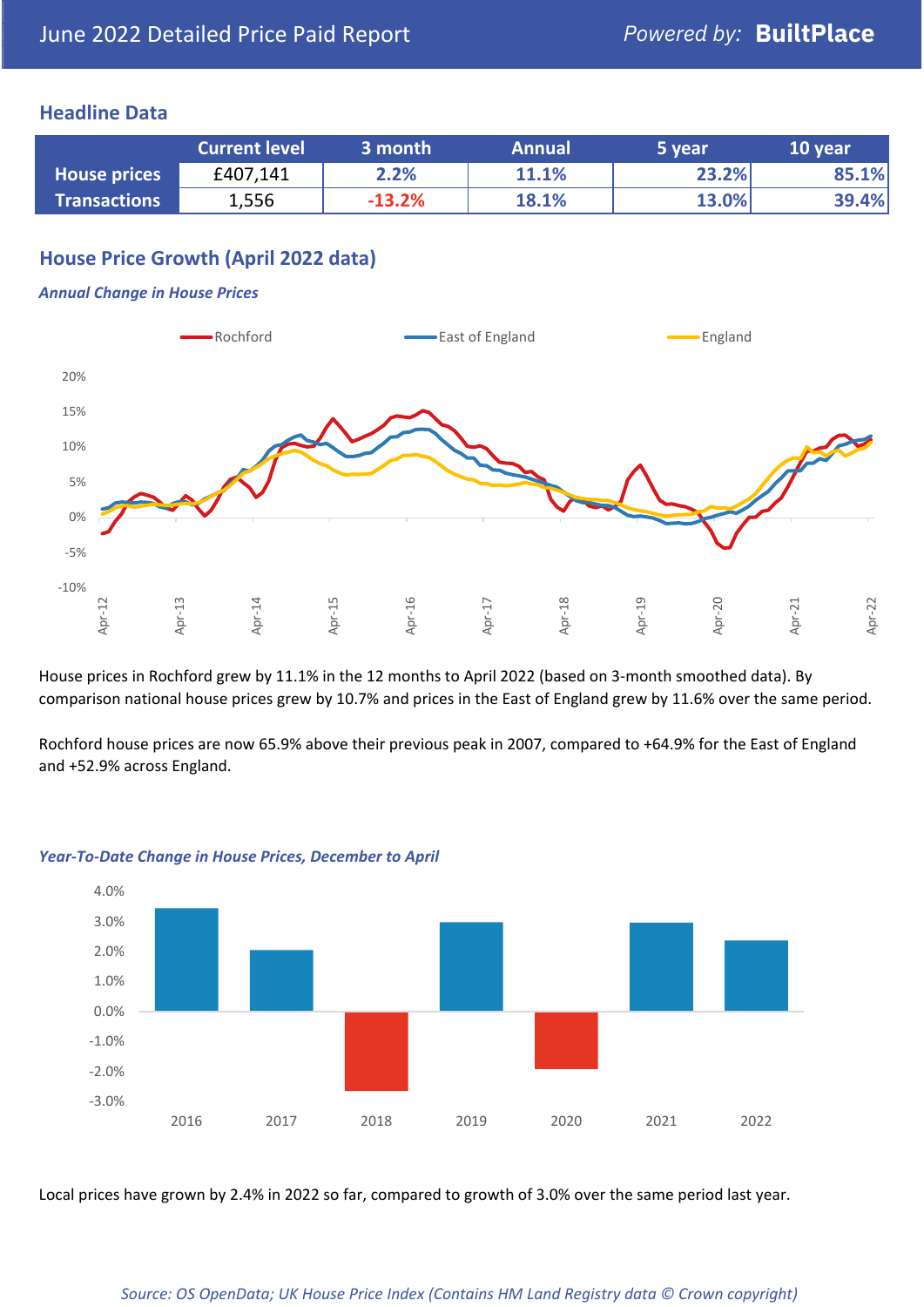June 2022 Detailed Price Paid Report

*Powered by:* **BuiltPlace**

## Headline Data

| | Current level | 3 month | Annual | 5 year | 10 year |
|---|---|---|---|---|---|
| **House prices** | £407,141 | 2.2% | 11.1% | 23.2% | 85.1% |
| **Transactions** | 1,556 | -13.2% | 18.1% | 13.0% | 39.4% |

## House Price Growth (April 2022 data)

### *Annual Change in House Prices*

Rochford
East of England
England

20%
15%
10%
5%
0%
-5%
-10%

Apr-12
Apr-13
Apr-14
Apr-15
Apr-16
Apr-17
Apr-18
Apr-19
Apr-20
Apr-21
Apr-22

House prices in Rochford grew by 11.1% in the 12 months to April 2022 (based on 3-month smoothed data). By comparison national house prices grew by 10.7% and prices in the East of England grew by 11.6% over the same period.

Rochford house prices are now 65.9% above their previous peak in 2007, compared to +64.9% for the East of England and +52.9% across England.

### *Year-To-Date Change in House Prices, December to April*

4.0%
3.0%
2.0%
1.0%
0.0%
-1.0%
-2.0%
-3.0%

2016
2017
2018
2019
2020
2021
2022

Local prices have grown by 2.4% in 2022 so far, compared to growth of 3.0% over the same period last year.

*Source: OS OpenData; UK House Price Index (Contains HM Land Registry data © Crown copyright)*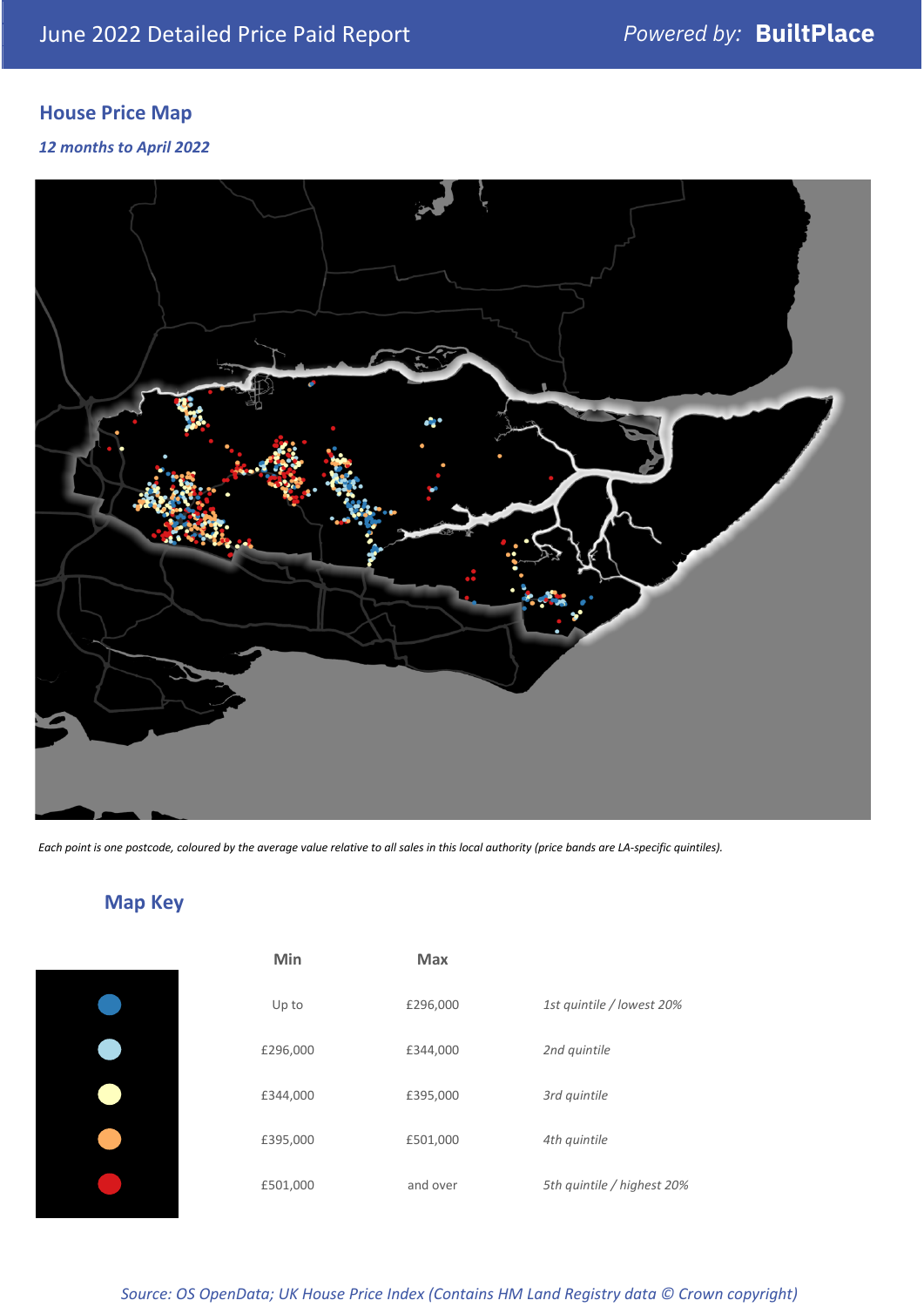## House Price Map

*12 months to April 2022*

*Each point is one postcode, coloured by the average value relative to all sales in this local authority (price bands are LA-specific quintiles).*

## Map Key

| | Min | Max | |
|---|---|---|---|
| | Up to | £296,000 | *1st quintile / lowest 20%* |
| | £296,000 | £344,000 | *2nd quintile* |
| | £344,000 | £395,000 | *3rd quintile* |
| | £395,000 | £501,000 | *4th quintile* |
| | £501,000 | and over | *5th quintile / highest 20%* |

*Source: OS OpenData; UK House Price Index (Contains HM Land Registry data © Crown copyright)*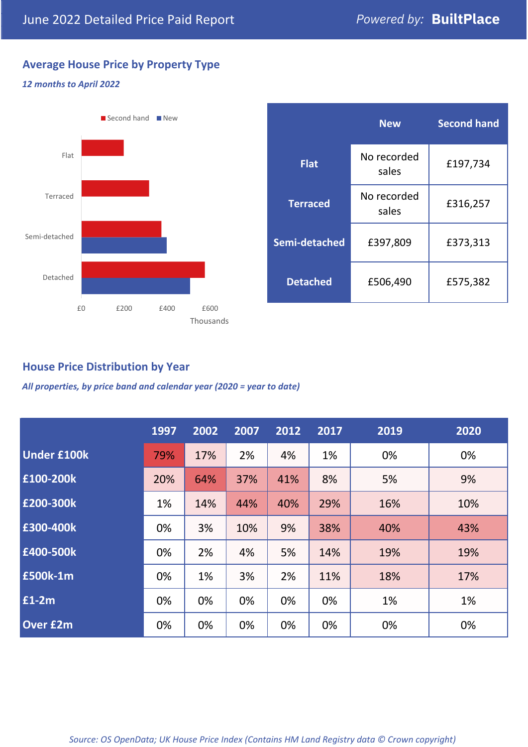June 2022 Detailed Price Paid Report

Powered by: **BuiltPlace**

## Average House Price by Property Type

*12 months to April 2022*

Second hand
New

Flat
Terraced
Semi-detached
Detached

£0
£200
£400
£600
Thousands

| | New | Second hand |
|---|---|---|
| **Flat** | No recorded sales | £197,734 |
| **Terraced** | No recorded sales | £316,257 |
| **Semi-detached** | £397,809 | £373,313 |
| **Detached** | £506,490 | £575,382 |

## House Price Distribution by Year

*All properties, by price band and calendar year (2020 = year to date)*

| | 1997 | 2002 | 2007 | 2012 | 2017 | 2019 | 2020 |
|---|---|---|---|---|---|---|---|
| **Under £100k** | 79% | 17% | 2% | 4% | 1% | 0% | 0% |
| **£100-200k** | 20% | 64% | 37% | 41% | 8% | 5% | 9% |
| **£200-300k** | 1% | 14% | 44% | 40% | 29% | 16% | 10% |
| **£300-400k** | 0% | 3% | 10% | 9% | 38% | 40% | 43% |
| **£400-500k** | 0% | 2% | 4% | 5% | 14% | 19% | 19% |
| **£500k-1m** | 0% | 1% | 3% | 2% | 11% | 18% | 17% |
| **£1-2m** | 0% | 0% | 0% | 0% | 0% | 1% | 1% |
| **Over £2m** | 0% | 0% | 0% | 0% | 0% | 0% | 0% |

*Source: OS OpenData; UK House Price Index (Contains HM Land Registry data © Crown copyright)*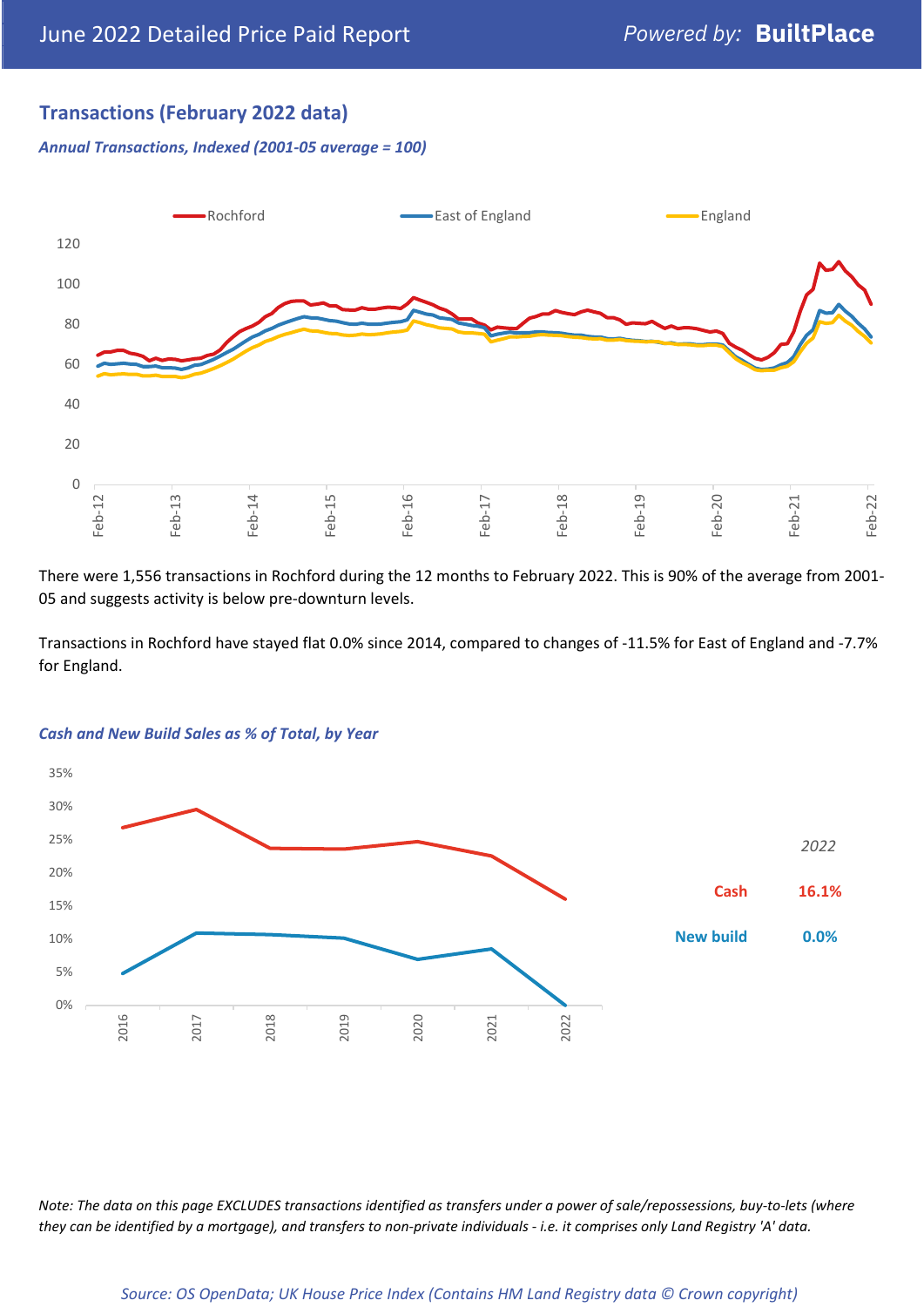## Transactions (February 2022 data)

### *Annual Transactions, Indexed (2001-05 average = 100)*

Rochford
East of England
England

120
100
80
60
40
20
0

Feb-12 Feb-13 Feb-14 Feb-15 Feb-16 Feb-17 Feb-18 Feb-19 Feb-20 Feb-21 Feb-22

There were 1,556 transactions in Rochford during the 12 months to February 2022. This is 90% of the average from 2001-05 and suggests activity is below pre-downturn levels.

Transactions in Rochford have stayed flat 0.0% since 2014, compared to changes of -11.5% for East of England and -7.7% for England.

### *Cash and New Build Sales as % of Total, by Year*

35%
30%
25%
20%
15%
10%
5%
0%

2016 2017 2018 2019 2020 2021 2022

*2022*

Cash 16.1%

New build 0.0%

*Note: The data on this page EXCLUDES transactions identified as transfers under a power of sale/repossessions, buy-to-lets (where they can be identified by a mortgage), and transfers to non-private individuals - i.e. it comprises only Land Registry 'A' data.*

*Source: OS OpenData; UK House Price Index (Contains HM Land Registry data © Crown copyright)*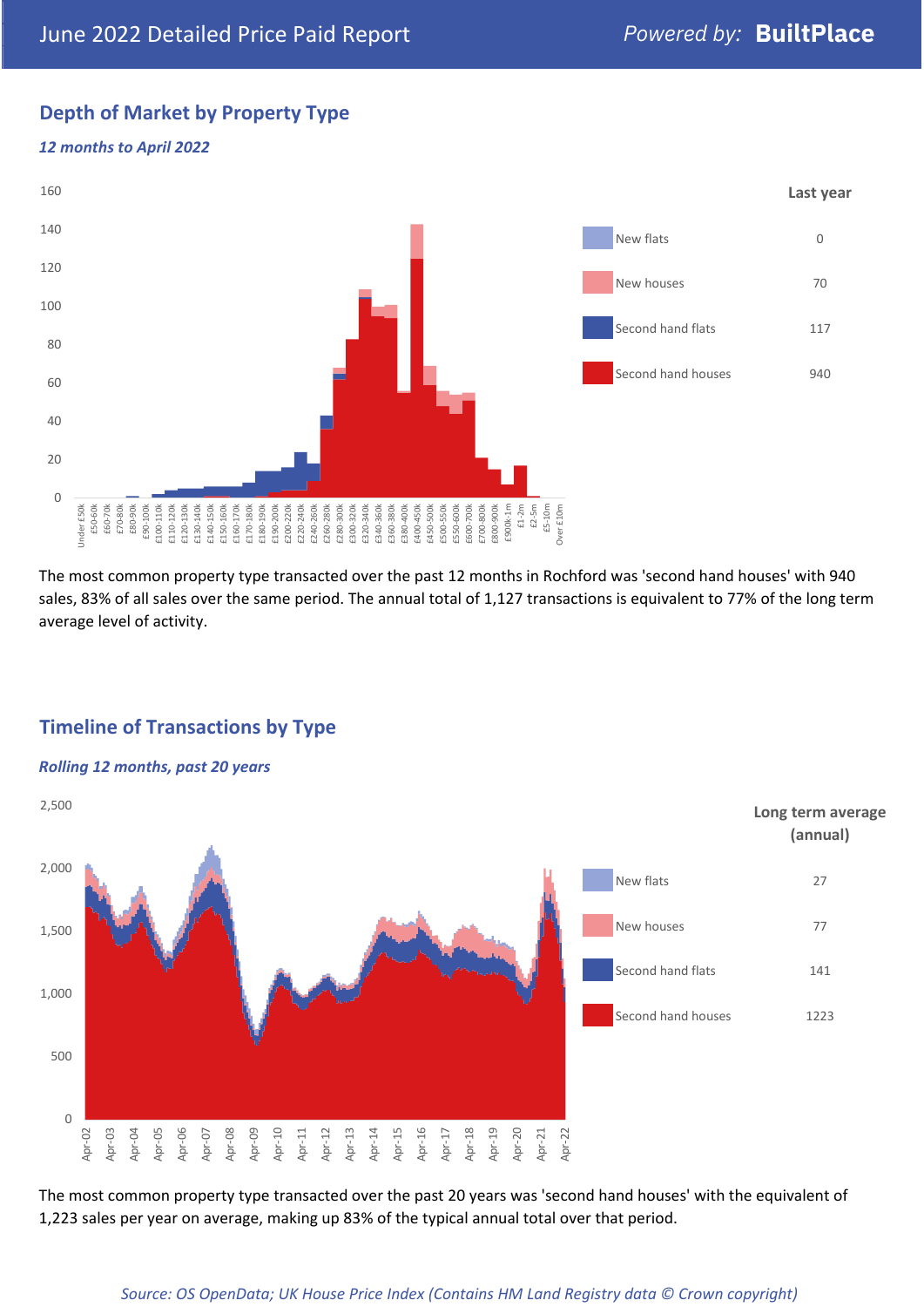June 2022 Detailed Price Paid Report

*Powered by:* **BuiltPlace**

## Depth of Market by Property Type

***12 months to April 2022***

160
140
120
100
80
60
40
20
0

Under £50k, £50-60k, £60-70k, £70-80k, £80-90k, £90-100k, £100-110k, £110-120k, £120-130k, £130-140k, £140-150k, £150-160k, £160-170k, £170-180k, £180-190k, £190-200k, £200-220k, £220-240k, £240-260k, £260-280k, £280-300k, £300-320k, £320-340k, £340-360k, £360-380k, £380-400k, £400-450k, £450-500k, £500-550k, £550-600k, £600-700k, £700-800k, £800-900k, £900k-1m, £1-2m, £2-5m, £5-10m, Over £10m

**Last year**

New flats 0
New houses 70
Second hand flats 117
Second hand houses 940

The most common property type transacted over the past 12 months in Rochford was 'second hand houses' with 940 sales, 83% of all sales over the same period. The annual total of 1,127 transactions is equivalent to 77% of the long term average level of activity.

## Timeline of Transactions by Type

***Rolling 12 months, past 20 years***

2,500
2,000
1,500
1,000
500
0

Apr-02, Apr-03, Apr-04, Apr-05, Apr-06, Apr-07, Apr-08, Apr-09, Apr-10, Apr-11, Apr-12, Apr-13, Apr-14, Apr-15, Apr-16, Apr-17, Apr-18, Apr-19, Apr-20, Apr-21, Apr-22

**Long term average (annual)**

New flats 27
New houses 77
Second hand flats 141
Second hand houses 1223

The most common property type transacted over the past 20 years was 'second hand houses' with the equivalent of 1,223 sales per year on average, making up 83% of the typical annual total over that period.

*Source: OS OpenData; UK House Price Index (Contains HM Land Registry data © Crown copyright)*